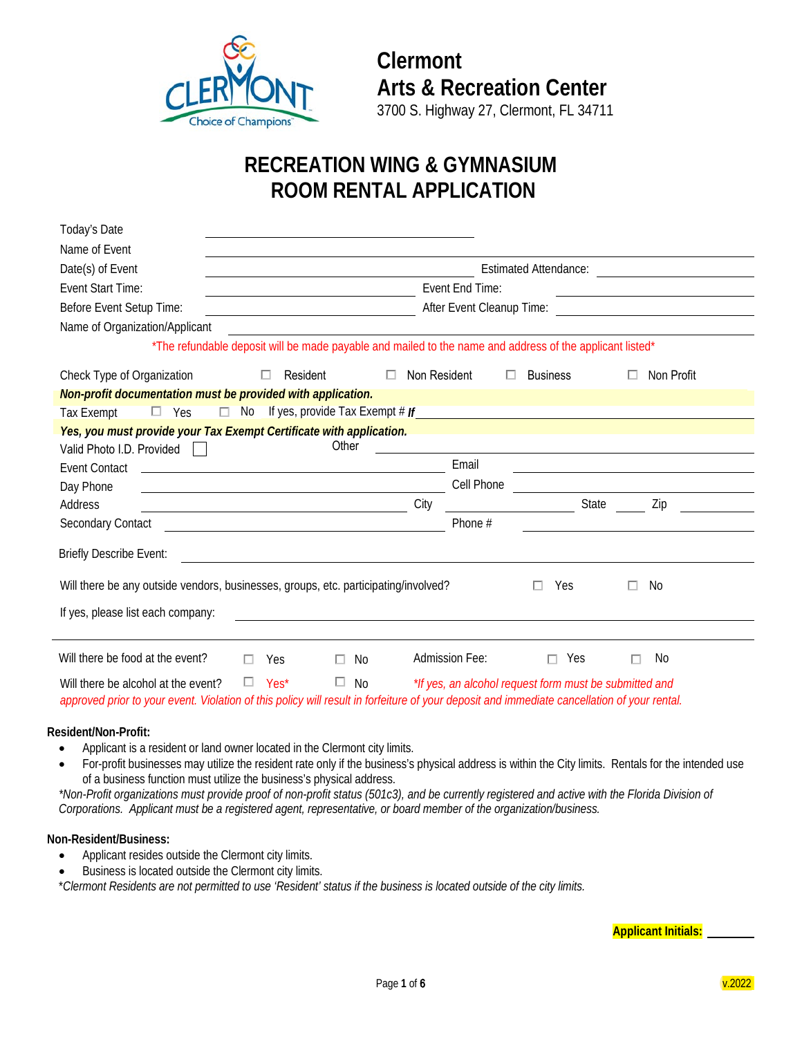# Clermont
## Arts & Recreation Center

3700 S. Highway 27, Clermont, FL 34711

# RECREATION WING & GYMNASIUM ROOM RENTAL APPLICATION

Today's Date ______________________

Name of Event ______________________

Date(s) of Event ______________________ Estimated Attendance: ______________

Event Start Time: ______________________ Event End Time: ______________

Before Event Setup Time: ______________________ After Event Cleanup Time: ______________

Name of Organization/Applicant ______________________

*The refundable deposit will be made payable and mailed to the name and address of the applicant listed*

Check Type of Organization ☐ Resident ☐ Non Resident ☐ Business ☐ Non Profit

***Non-profit documentation must be provided with application.***

Tax Exempt ☐ Yes ☐ No If yes, provide Tax Exempt # ***If*** ______________________

***Yes, you must provide your Tax Exempt Certificate with application.***

Valid Photo I.D. Provided ☐ Other ______________________

Event Contact ______________________ Email ______________________

Day Phone ______________________ Cell Phone ______________________

Address ______________________ City ______________ State ______ Zip ______

Secondary Contact ______________________ Phone # ______________________

Briefly Describe Event: ______________________

Will there be any outside vendors, businesses, groups, etc. participating/involved? ☐ Yes ☐ No

If yes, please list each company: ______________________

Will there be food at the event? ☐ Yes ☐ No Admission Fee: ☐ Yes ☐ No

Will there be alcohol at the event? ☐ Yes* ☐ No *\*If yes, an alcohol request form must be submitted and approved prior to your event. Violation of this policy will result in forfeiture of your deposit and immediate cancellation of your rental.*

**Resident/Non-Profit:**

- Applicant is a resident or land owner located in the Clermont city limits.
- For-profit businesses may utilize the resident rate only if the business's physical address is within the City limits. Rentals for the intended use of a business function must utilize the business's physical address.

*\*Non-Profit organizations must provide proof of non-profit status (501c3), and be currently registered and active with the Florida Division of Corporations. Applicant must be a registered agent, representative, or board member of the organization/business.*

**Non-Resident/Business:**

- Applicant resides outside the Clermont city limits.
- Business is located outside the Clermont city limits.

*\*Clermont Residents are not permitted to use 'Resident' status if the business is located outside of the city limits.*

**Applicant Initials:** ________

v.2022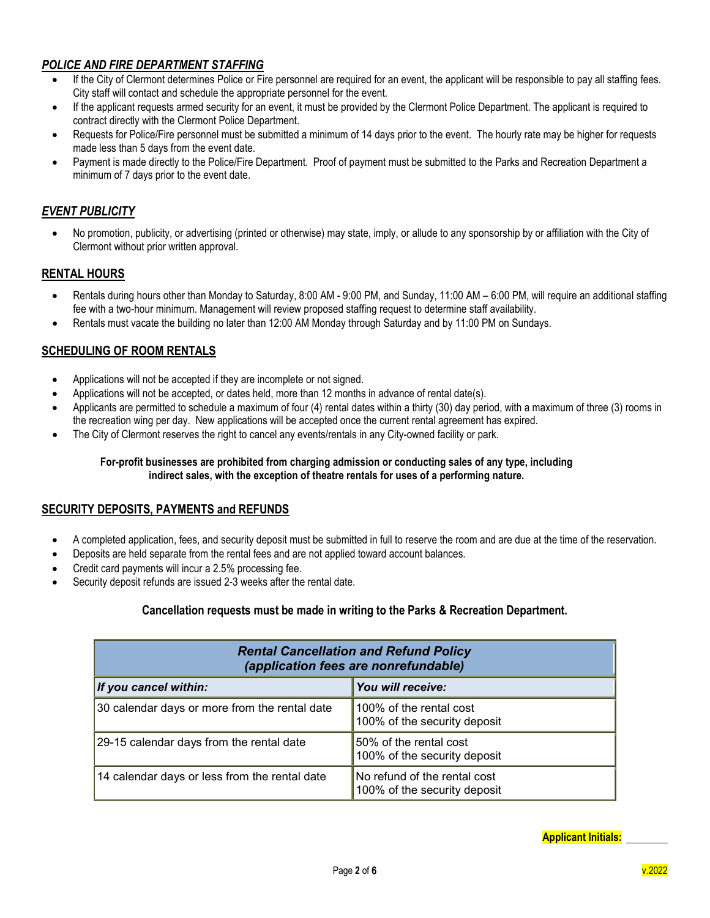## ***POLICE AND FIRE DEPARTMENT STAFFING***

- If the City of Clermont determines Police or Fire personnel are required for an event, the applicant will be responsible to pay all staffing fees. City staff will contact and schedule the appropriate personnel for the event.
- If the applicant requests armed security for an event, it must be provided by the Clermont Police Department. The applicant is required to contract directly with the Clermont Police Department.
- Requests for Police/Fire personnel must be submitted a minimum of 14 days prior to the event. The hourly rate may be higher for requests made less than 5 days from the event date.
- Payment is made directly to the Police/Fire Department. Proof of payment must be submitted to the Parks and Recreation Department a minimum of 7 days prior to the event date.

## ***EVENT PUBLICITY***

- No promotion, publicity, or advertising (printed or otherwise) may state, imply, or allude to any sponsorship by or affiliation with the City of Clermont without prior written approval.

## RENTAL HOURS

- Rentals during hours other than Monday to Saturday, 8:00 AM - 9:00 PM, and Sunday, 11:00 AM – 6:00 PM, will require an additional staffing fee with a two-hour minimum. Management will review proposed staffing request to determine staff availability.
- Rentals must vacate the building no later than 12:00 AM Monday through Saturday and by 11:00 PM on Sundays.

## SCHEDULING OF ROOM RENTALS

- Applications will not be accepted if they are incomplete or not signed.
- Applications will not be accepted, or dates held, more than 12 months in advance of rental date(s).
- Applicants are permitted to schedule a maximum of four (4) rental dates within a thirty (30) day period, with a maximum of three (3) rooms in the recreation wing per day. New applications will be accepted once the current rental agreement has expired.
- The City of Clermont reserves the right to cancel any events/rentals in any City-owned facility or park.

**For-profit businesses are prohibited from charging admission or conducting sales of any type, including indirect sales, with the exception of theatre rentals for uses of a performing nature.**

## SECURITY DEPOSITS, PAYMENTS and REFUNDS

- A completed application, fees, and security deposit must be submitted in full to reserve the room and are due at the time of the reservation.
- Deposits are held separate from the rental fees and are not applied toward account balances.
- Credit card payments will incur a 2.5% processing fee.
- Security deposit refunds are issued 2-3 weeks after the rental date.

**Cancellation requests must be made in writing to the Parks & Recreation Department.**

| ***Rental Cancellation and Refund Policy (application fees are nonrefundable)*** | |
|---|---|
| ***If you cancel within:*** | ***You will receive:*** |
| 30 calendar days or more from the rental date | 100% of the rental cost<br>100% of the security deposit |
| 29-15 calendar days from the rental date | 50% of the rental cost<br>100% of the security deposit |
| 14 calendar days or less from the rental date | No refund of the rental cost<br>100% of the security deposit |

**Applicant Initials:** ________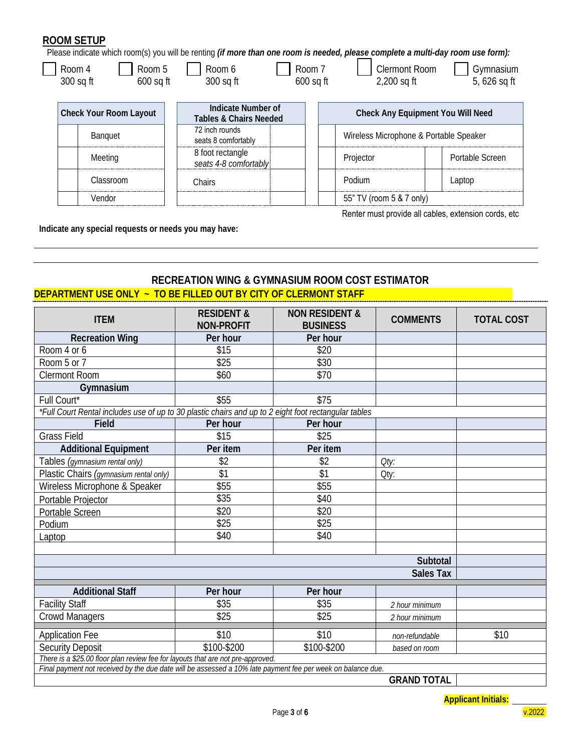## ROOM SETUP

Please indicate which room(s) you will be renting ***(if more than one room is needed, please complete a multi-day room use form):***

- ☐ Room 4 — 300 sq ft
- ☐ Room 5 — 600 sq ft
- ☐ Room 6 — 300 sq ft
- ☐ Room 7 — 600 sq ft
- ☐ Clermont Room — 2,200 sq ft
- ☐ Gymnasium — 5, 626 sq ft

| | Check Your Room Layout |
|---|---|
| | Banquet |
| | Meeting |
| | Classroom |
| | Vendor |

| Indicate Number of Tables & Chairs Needed | |
|---|---|
| 72 inch rounds seats 8 comfortably | |
| 8 foot rectangle *seats 4-8 comfortably* | |
| Chairs | |
| | |

| | Check Any Equipment You Will Need | | |
|---|---|---|---|
| | Wireless Microphone & Portable Speaker | | |
| | Projector | | Portable Screen |
| | Podium | | Laptop |
| | 55" TV (room 5 & 7 only) | | |

Renter must provide all cables, extension cords, etc

**Indicate any special requests or needs you may have:**

______________________________________________________________________

______________________________________________________________________

## RECREATION WING & GYMNASIUM ROOM COST ESTIMATOR

**DEPARTMENT USE ONLY ~ TO BE FILLED OUT BY CITY OF CLERMONT STAFF**

| ITEM | RESIDENT & NON-PROFIT | NON RESIDENT & BUSINESS | COMMENTS | TOTAL COST |
|---|---|---|---|---|
| **Recreation Wing** | **Per hour** | **Per hour** | | |
| Room 4 or 6 | $15 | $20 | | |
| Room 5 or 7 | $25 | $30 | | |
| Clermont Room | $60 | $70 | | |
| **Gymnasium** | | | | |
| Full Court* | $55 | $75 | | |
| *\*Full Court Rental includes use of up to 30 plastic chairs and up to 2 eight foot rectangular tables* | | | | |
| **Field** | **Per hour** | **Per hour** | | |
| Grass Field | $15 | $25 | | |
| **Additional Equipment** | **Per item** | **Per item** | | |
| Tables *(gymnasium rental only)* | $2 | $2 | *Qty:* | |
| Plastic Chairs *(gymnasium rental only)* | $1 | $1 | Qty: | |
| Wireless Microphone & Speaker | $55 | $55 | | |
| Portable Projector | $35 | $40 | | |
| Portable Screen | $20 | $20 | | |
| Podium | $25 | $25 | | |
| Laptop | $40 | $40 | | |
| | | | | |
| | | | **Subtotal** | |
| | | | **Sales Tax** | |
| **Additional Staff** | **Per hour** | **Per hour** | | |
| Facility Staff | $35 | $35 | *2 hour minimum* | |
| Crowd Managers | $25 | $25 | *2 hour minimum* | |
| Application Fee | $10 | $10 | *non-refundable* | $10 |
| Security Deposit | $100-$200 | $100-$200 | *based on room* | |
| *There is a $25.00 floor plan review fee for layouts that are not pre-approved.* | | | | |
| *Final payment not received by the due date will be assessed a 10% late payment fee per week on balance due.* | | | | |
| | | | **GRAND TOTAL** | |

**Applicant Initials:** ________

v.2022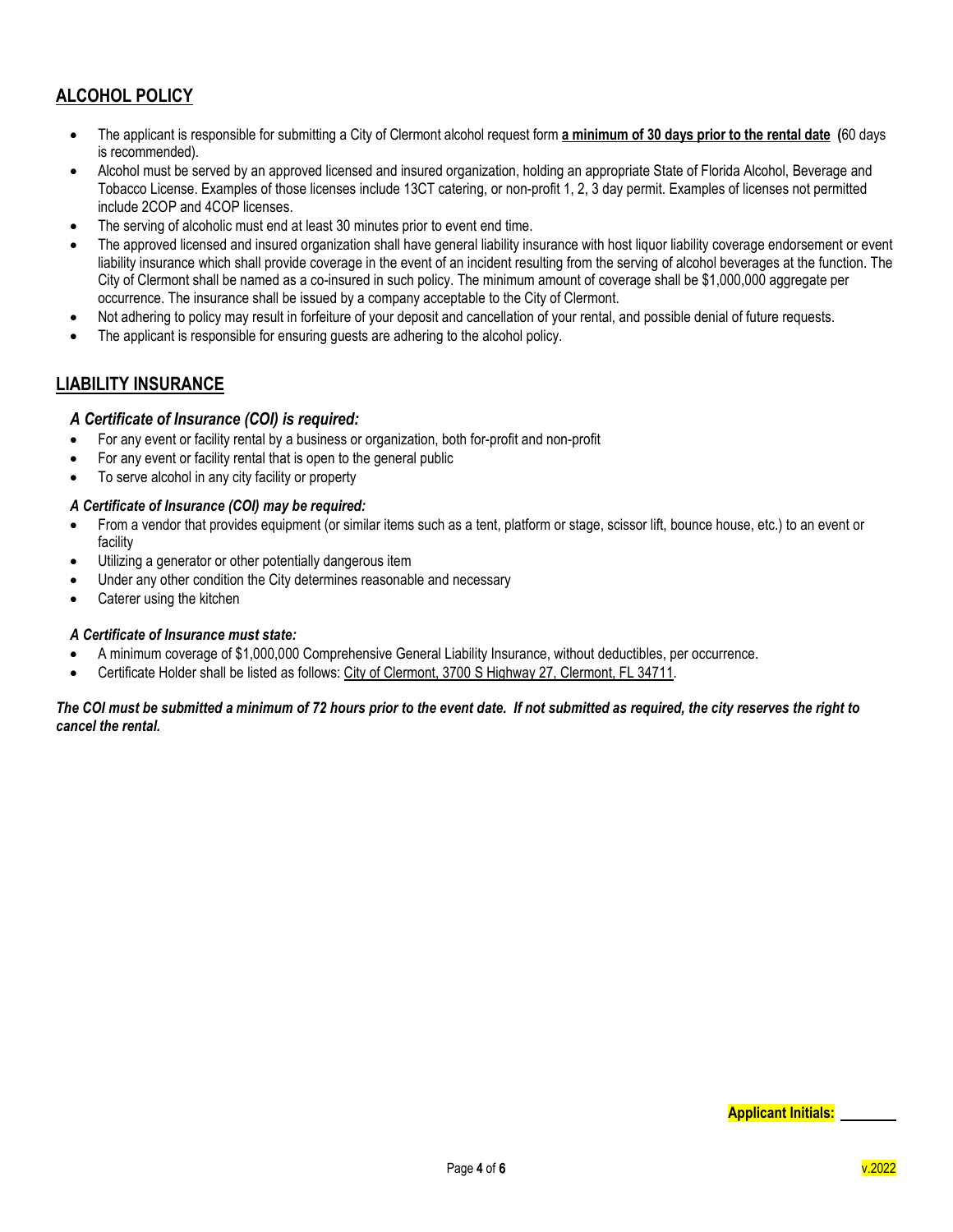## ALCOHOL POLICY

- The applicant is responsible for submitting a City of Clermont alcohol request form **a minimum of 30 days prior to the rental date** (60 days is recommended).
- Alcohol must be served by an approved licensed and insured organization, holding an appropriate State of Florida Alcohol, Beverage and Tobacco License. Examples of those licenses include 13CT catering, or non-profit 1, 2, 3 day permit. Examples of licenses not permitted include 2COP and 4COP licenses.
- The serving of alcoholic must end at least 30 minutes prior to event end time.
- The approved licensed and insured organization shall have general liability insurance with host liquor liability coverage endorsement or event liability insurance which shall provide coverage in the event of an incident resulting from the serving of alcohol beverages at the function. The City of Clermont shall be named as a co-insured in such policy. The minimum amount of coverage shall be $1,000,000 aggregate per occurrence. The insurance shall be issued by a company acceptable to the City of Clermont.
- Not adhering to policy may result in forfeiture of your deposit and cancellation of your rental, and possible denial of future requests.
- The applicant is responsible for ensuring guests are adhering to the alcohol policy.

## LIABILITY INSURANCE

### *A Certificate of Insurance (COI) is required:*

- For any event or facility rental by a business or organization, both for-profit and non-profit
- For any event or facility rental that is open to the general public
- To serve alcohol in any city facility or property

### *A Certificate of Insurance (COI) may be required:*

- From a vendor that provides equipment (or similar items such as a tent, platform or stage, scissor lift, bounce house, etc.) to an event or facility
- Utilizing a generator or other potentially dangerous item
- Under any other condition the City determines reasonable and necessary
- Caterer using the kitchen

### *A Certificate of Insurance must state:*

- A minimum coverage of $1,000,000 Comprehensive General Liability Insurance, without deductibles, per occurrence.
- Certificate Holder shall be listed as follows: City of Clermont, 3700 S Highway 27, Clermont, FL 34711.

***The COI must be submitted a minimum of 72 hours prior to the event date. If not submitted as required, the city reserves the right to cancel the rental.***

**Applicant Initials:** ________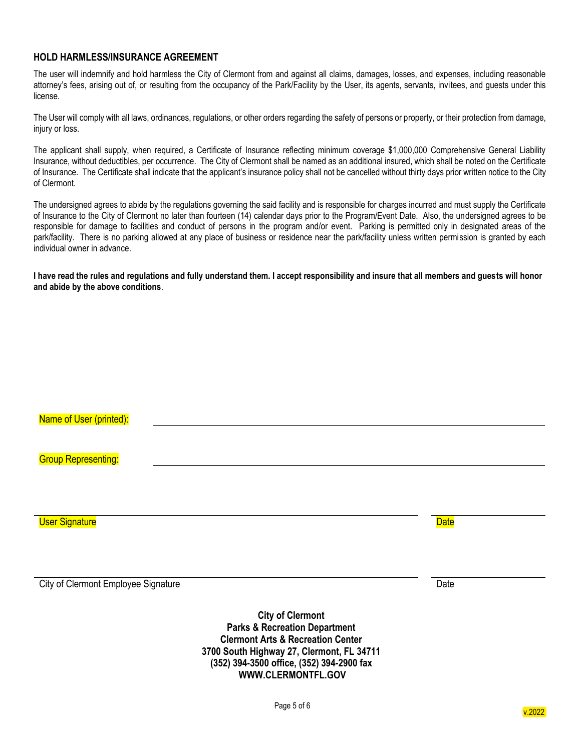## HOLD HARMLESS/INSURANCE AGREEMENT

The user will indemnify and hold harmless the City of Clermont from and against all claims, damages, losses, and expenses, including reasonable attorney's fees, arising out of, or resulting from the occupancy of the Park/Facility by the User, its agents, servants, invitees, and guests under this license.

The User will comply with all laws, ordinances, regulations, or other orders regarding the safety of persons or property, or their protection from damage, injury or loss.

The applicant shall supply, when required, a Certificate of Insurance reflecting minimum coverage $1,000,000 Comprehensive General Liability Insurance, without deductibles, per occurrence. The City of Clermont shall be named as an additional insured, which shall be noted on the Certificate of Insurance. The Certificate shall indicate that the applicant's insurance policy shall not be cancelled without thirty days prior written notice to the City of Clermont.

The undersigned agrees to abide by the regulations governing the said facility and is responsible for charges incurred and must supply the Certificate of Insurance to the City of Clermont no later than fourteen (14) calendar days prior to the Program/Event Date. Also, the undersigned agrees to be responsible for damage to facilities and conduct of persons in the program and/or event. Parking is permitted only in designated areas of the park/facility. There is no parking allowed at any place of business or residence near the park/facility unless written permission is granted by each individual owner in advance.

**I have read the rules and regulations and fully understand them. I accept responsibility and insure that all members and guests will honor and abide by the above conditions**.

Name of User (printed): ______________________________

Group Representing: ______________________________

______________________________ ______________

User Signature Date

______________________________ ______________

City of Clermont Employee Signature Date

**City of Clermont**
**Parks & Recreation Department**
**Clermont Arts & Recreation Center**
**3700 South Highway 27, Clermont, FL 34711**
**(352) 394-3500 office, (352) 394-2900 fax**
**WWW.CLERMONTFL.GOV**

v.2022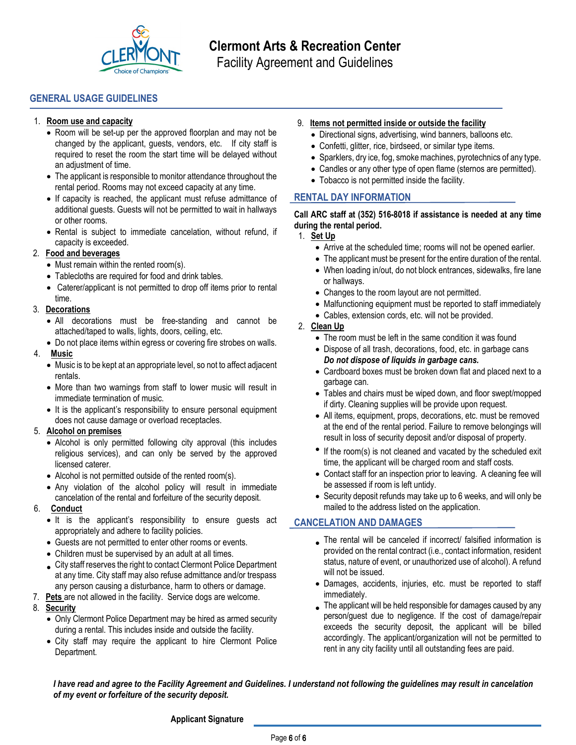# Clermont Arts & Recreation Center

Facility Agreement and Guidelines

## GENERAL USAGE GUIDELINES

1. **Room use and capacity**
   - Room will be set-up per the approved floorplan and may not be changed by the applicant, guests, vendors, etc. If city staff is required to reset the room the start time will be delayed without an adjustment of time.
   - The applicant is responsible to monitor attendance throughout the rental period. Rooms may not exceed capacity at any time.
   - If capacity is reached, the applicant must refuse admittance of additional guests. Guests will not be permitted to wait in hallways or other rooms.
   - Rental is subject to immediate cancelation, without refund, if capacity is exceeded.
2. **Food and beverages**
   - Must remain within the rented room(s).
   - Tablecloths are required for food and drink tables.
   - Caterer/applicant is not permitted to drop off items prior to rental time.
3. **Decorations**
   - All decorations must be free-standing and cannot be attached/taped to walls, lights, doors, ceiling, etc.
   - Do not place items within egress or covering fire strobes on walls.
4. **Music**
   - Music is to be kept at an appropriate level, so not to affect adjacent rentals.
   - More than two warnings from staff to lower music will result in immediate termination of music.
   - It is the applicant's responsibility to ensure personal equipment does not cause damage or overload receptacles.
5. **Alcohol on premises**
   - Alcohol is only permitted following city approval (this includes religious services), and can only be served by the approved licensed caterer.
   - Alcohol is not permitted outside of the rented room(s).
   - Any violation of the alcohol policy will result in immediate cancelation of the rental and forfeiture of the security deposit.
6. **Conduct**
   - It is the applicant's responsibility to ensure guests act appropriately and adhere to facility policies.
   - Guests are not permitted to enter other rooms or events.
   - Children must be supervised by an adult at all times.
   - City staff reserves the right to contact Clermont Police Department at any time. City staff may also refuse admittance and/or trespass any person causing a disturbance, harm to others or damage.
7. **Pets** are not allowed in the facility. Service dogs are welcome.
8. **Security**
   - Only Clermont Police Department may be hired as armed security during a rental. This includes inside and outside the facility.
   - City staff may require the applicant to hire Clermont Police Department.
9. **Items not permitted inside or outside the facility**
   - Directional signs, advertising, wind banners, balloons etc.
   - Confetti, glitter, rice, birdseed, or similar type items.
   - Sparklers, dry ice, fog, smoke machines, pyrotechnics of any type.
   - Candles or any other type of open flame (sternos are permitted).
   - Tobacco is not permitted inside the facility.

## RENTAL DAY INFORMATION

**Call ARC staff at (352) 516-8018 if assistance is needed at any time during the rental period.**

1. **Set Up**
   - Arrive at the scheduled time; rooms will not be opened earlier.
   - The applicant must be present for the entire duration of the rental.
   - When loading in/out, do not block entrances, sidewalks, fire lane or hallways.
   - Changes to the room layout are not permitted.
   - Malfunctioning equipment must be reported to staff immediately
   - Cables, extension cords, etc. will not be provided.
2. **Clean Up**
   - The room must be left in the same condition it was found
   - Dispose of all trash, decorations, food, etc. in garbage cans ***Do not dispose of liquids in garbage cans.***
   - Cardboard boxes must be broken down flat and placed next to a garbage can.
   - Tables and chairs must be wiped down, and floor swept/mopped if dirty. Cleaning supplies will be provide upon request.
   - All items, equipment, props, decorations, etc. must be removed at the end of the rental period. Failure to remove belongings will result in loss of security deposit and/or disposal of property.
   - If the room(s) is not cleaned and vacated by the scheduled exit time, the applicant will be charged room and staff costs.
   - Contact staff for an inspection prior to leaving. A cleaning fee will be assessed if room is left untidy.
   - Security deposit refunds may take up to 6 weeks, and will only be mailed to the address listed on the application.

## CANCELATION AND DAMAGES

- The rental will be canceled if incorrect/ falsified information is provided on the rental contract (i.e., contact information, resident status, nature of event, or unauthorized use of alcohol). A refund will not be issued.
- Damages, accidents, injuries, etc. must be reported to staff immediately.
- The applicant will be held responsible for damages caused by any person/guest due to negligence. If the cost of damage/repair exceeds the security deposit, the applicant will be billed accordingly. The applicant/organization will not be permitted to rent in any city facility until all outstanding fees are paid.

***I have read and agree to the Facility Agreement and Guidelines. I understand not following the guidelines may result in cancelation of my event or forfeiture of the security deposit.***

**Applicant Signature** ______________________________